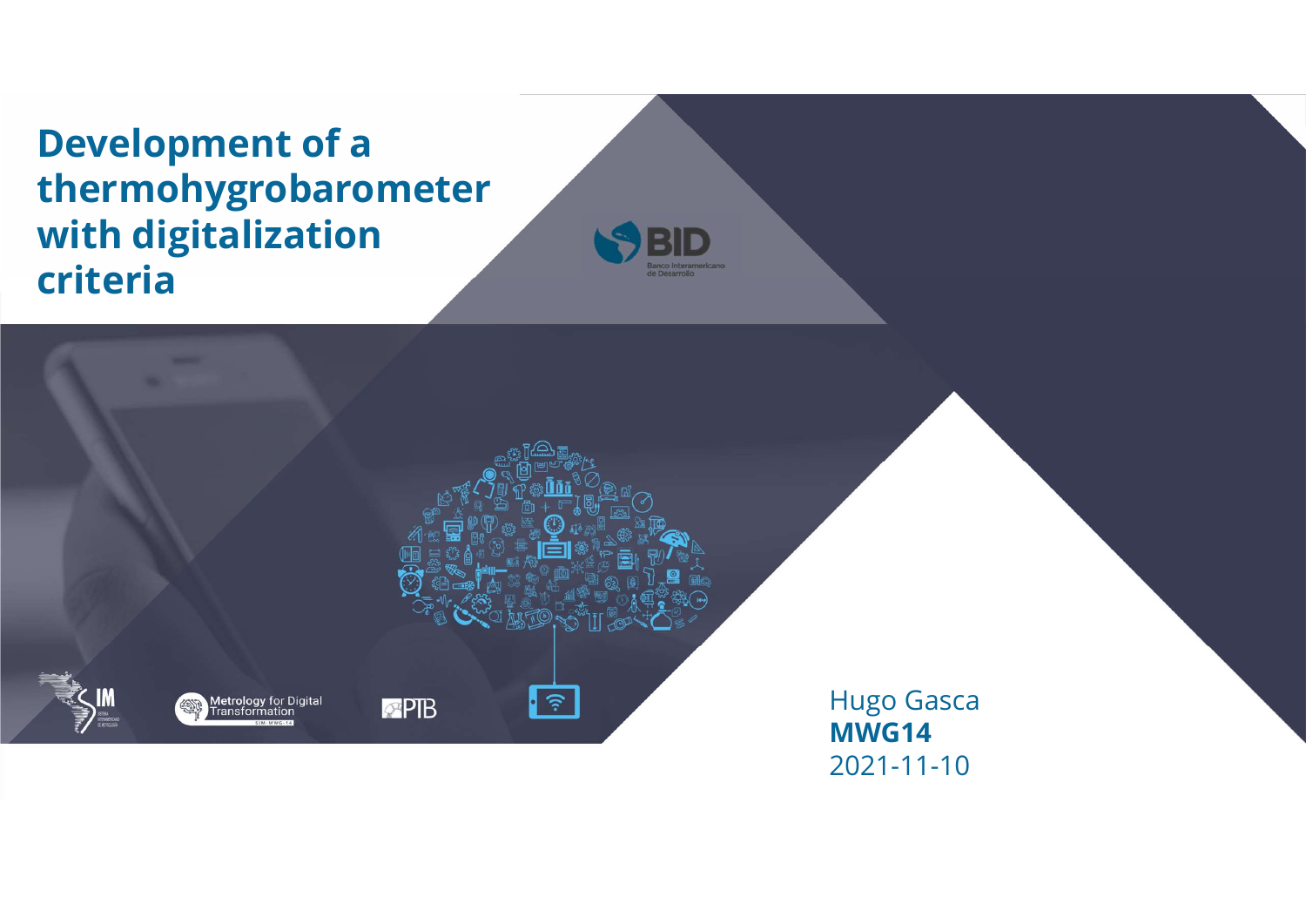# Development of a thermohygrobarometer with digitalization criteria

Hugo Gasca
**MWG14**
2021-11-10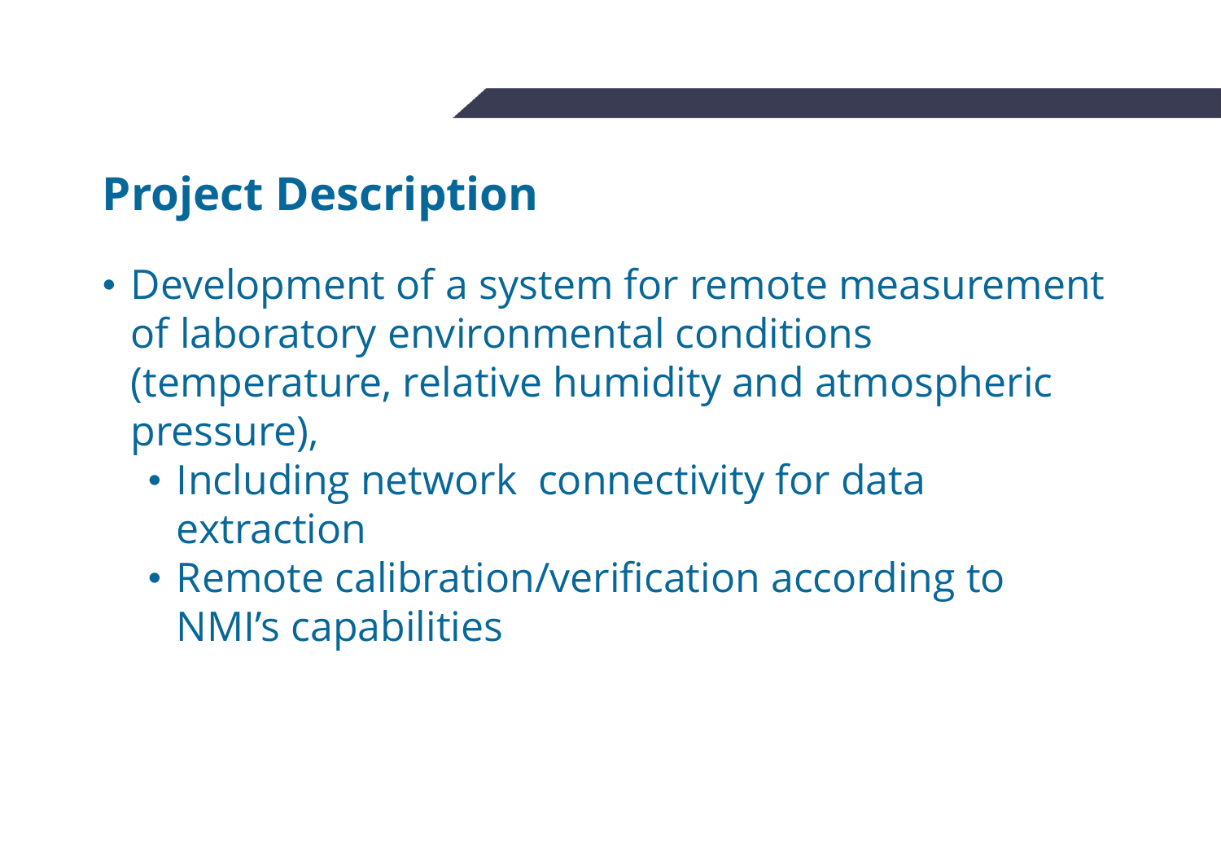## Project Description

- Development of a system for remote measurement of laboratory environmental conditions (temperature, relative humidity and atmospheric pressure),
  - Including network connectivity for data extraction
  - Remote calibration/verification according to NMI's capabilities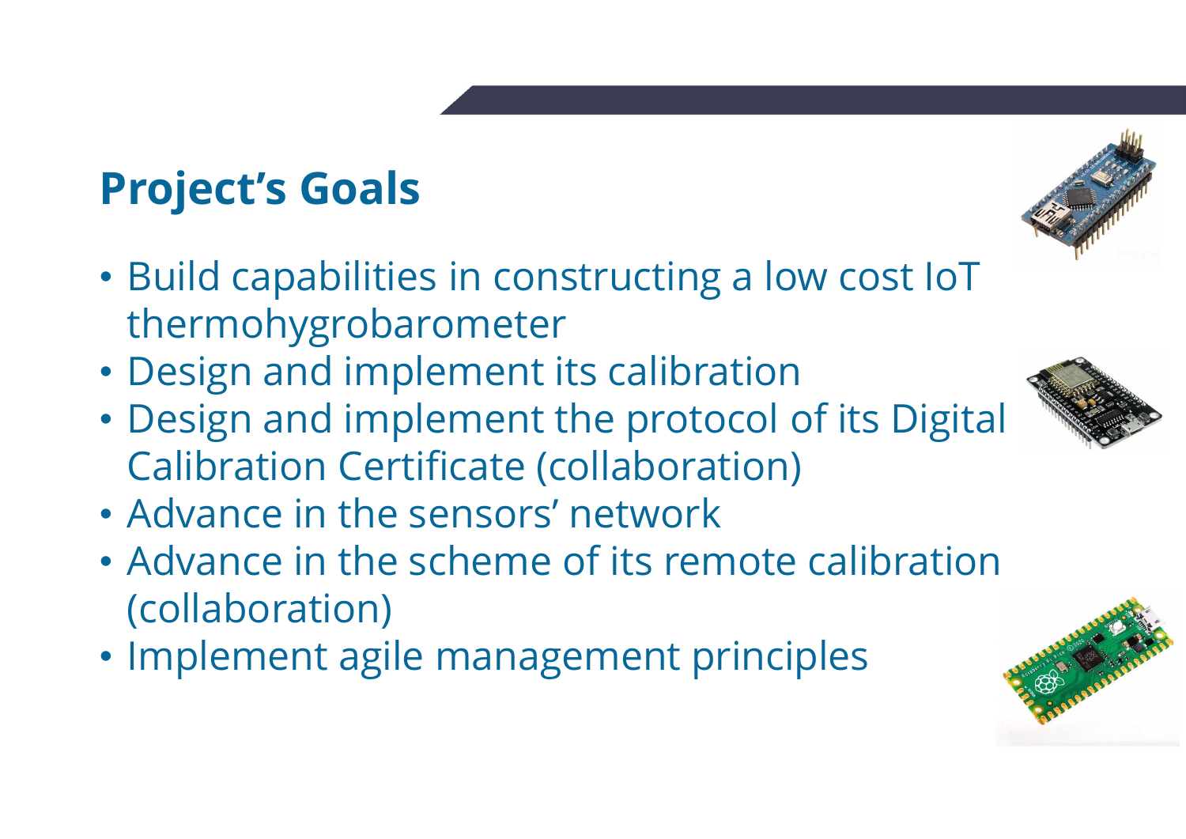## Project's Goals

- Build capabilities in constructing a low cost IoT thermohygrobarometer
- Design and implement its calibration
- Design and implement the protocol of its Digital Calibration Certificate (collaboration)
- Advance in the sensors' network
- Advance in the scheme of its remote calibration (collaboration)
- Implement agile management principles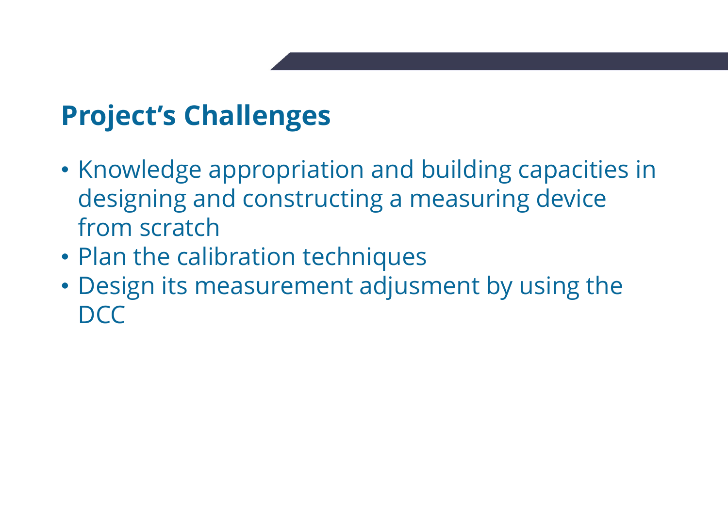## Project's Challenges

- Knowledge appropriation and building capacities in designing and constructing a measuring device from scratch
- Plan the calibration techniques
- Design its measurement adjusment by using the DCC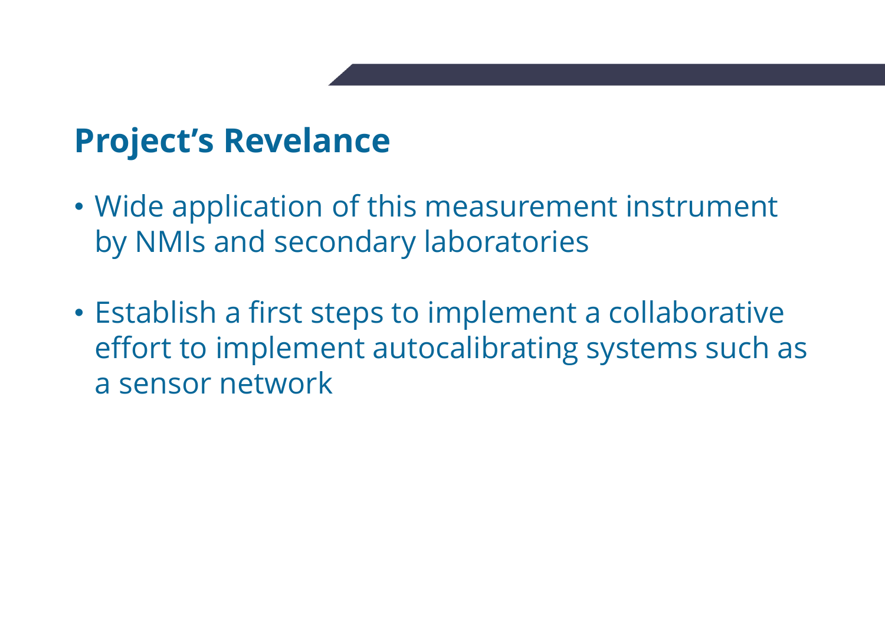## Project's Revelance

- Wide application of this measurement instrument by NMIs and secondary laboratories

- Establish a first steps to implement a collaborative effort to implement autocalibrating systems such as a sensor network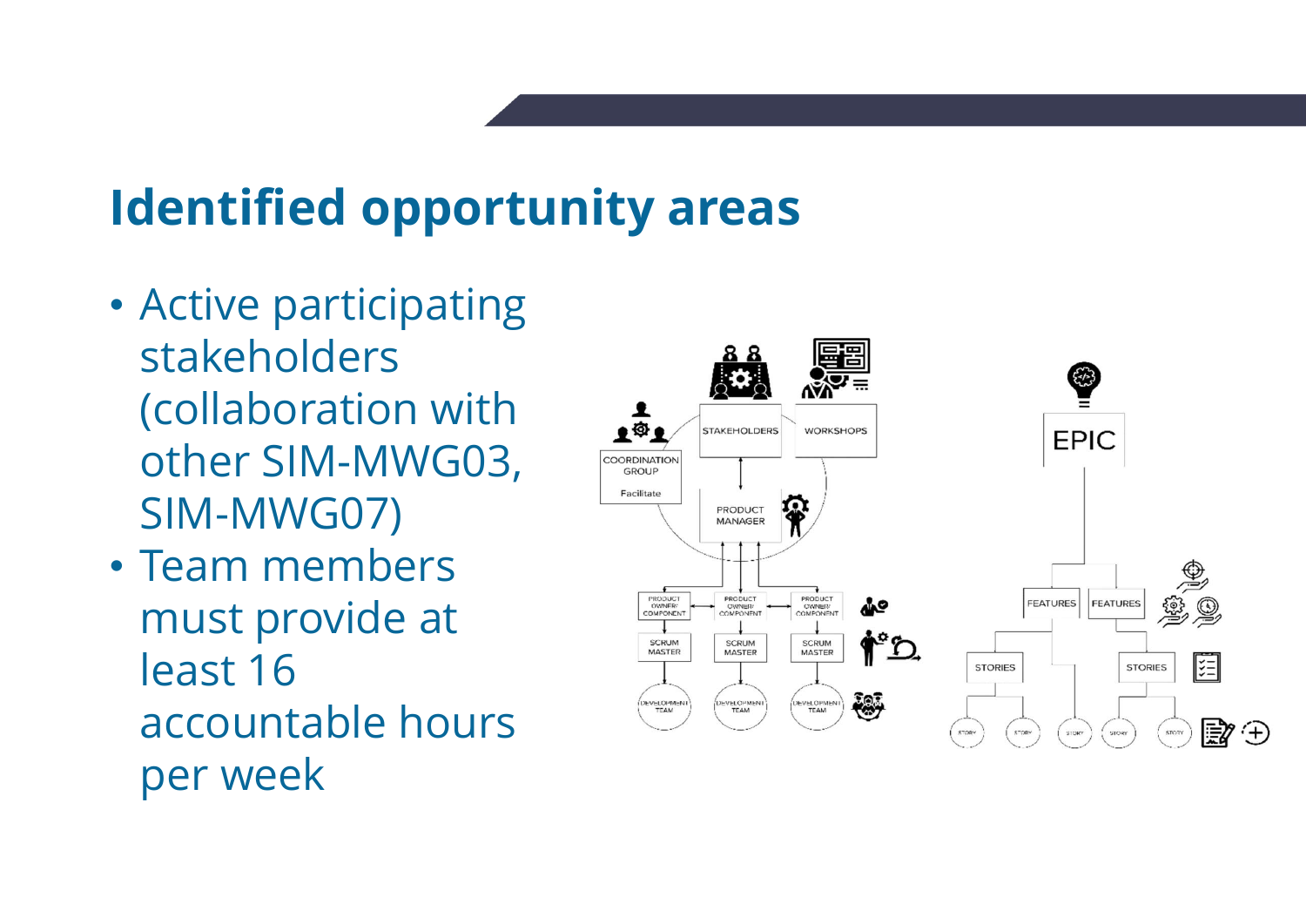## Identified opportunity areas

- Active participating stakeholders (collaboration with other SIM-MWG03, SIM-MWG07)
- Team members must provide at least 16 accountable hours per week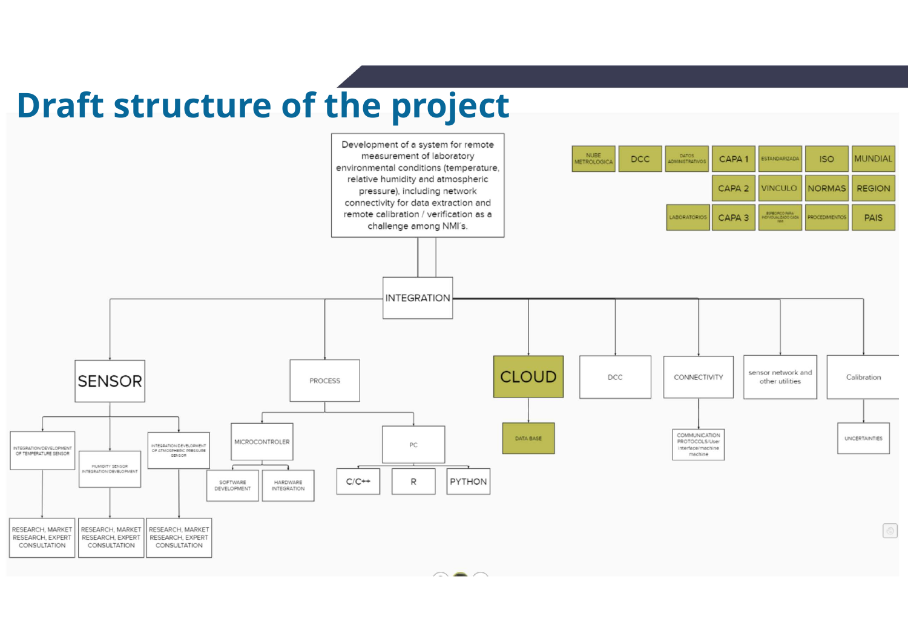# Draft structure of the project

Development of a system for remote measurement of laboratory environmental conditions (temperature, relative humidity and atmospheric pressure), including network connectivity for data extraction and remote calibration / verification as a challenge among NMI´s.

| NUBE METROLOGICA | DCC | DATOS ADMINISTRATIVOS | CAPA 1 | ESTANDARIZADA | ISO | MUNDIAL |
|---|---|---|---|---|---|---|
| | | | CAPA 2 | VINCULO | NORMAS | REGION |
| | | LABORATORIOS | CAPA 3 | ESPECIFICO PARA INDIVIDUALIZADO CADA NMI | PROCEDIMIENTOS | PAIS |

- INTEGRATION
  - SENSOR
    - INTEGRATION/DEVELOPMENT OF TEMPERATURE SENSOR
      - RESEARCH, MARKET RESEARCH, EXPERT CONSULTATION
    - HUMIDITY SENSOR INTEGRATION/DEVELOPMENT
      - RESEARCH, MARKET RESEARCH, EXPERT CONSULTATION
    - INTEGRATION/DEVELOPMENT OF ATMOSPHERIC PRESSURE SENSOR
      - RESEARCH, MARKET RESEARCH, EXPERT CONSULTATION
  - PROCESS
    - MICROCONTROLER
      - SOFTWARE DEVELOPMENT
      - HARDWARE INTEGRATION
    - PC
      - C/C++
      - R
      - PYTHON
  - CLOUD
    - DATA BASE
  - DCC
  - CONNECTIVITY
    - COMMUNICATION PROTOCOLS/User interface/machine machine
  - sensor network and other utilities
  - Calibration
    - UNCERTAINTIES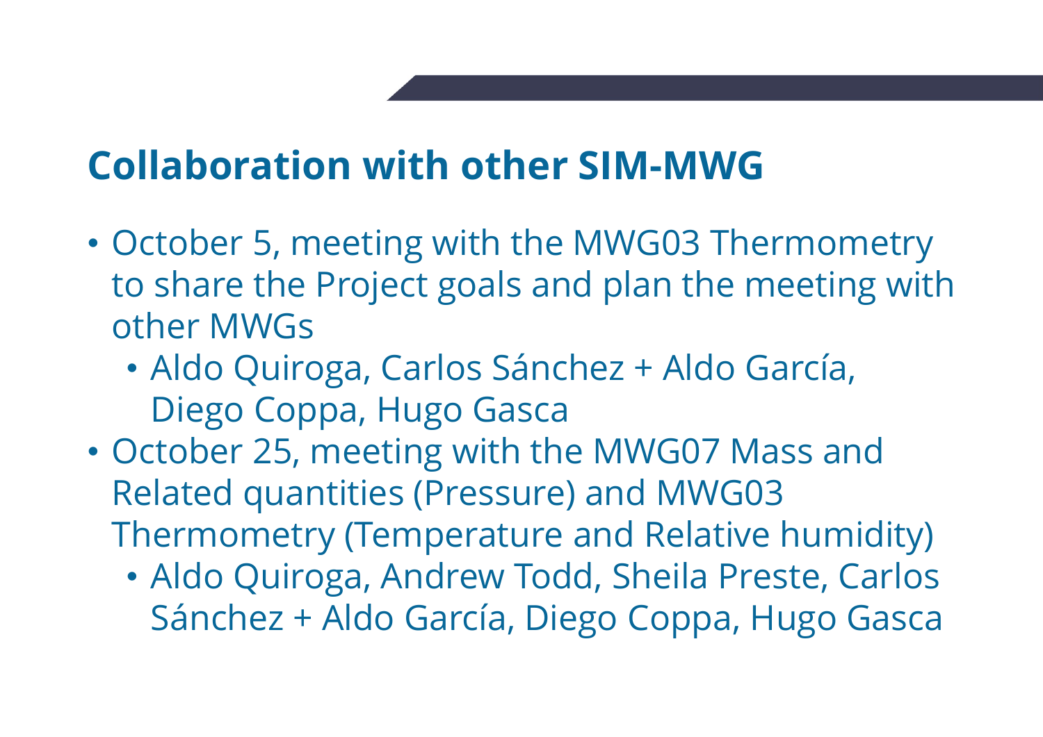## Collaboration with other SIM-MWG

- October 5, meeting with the MWG03 Thermometry to share the Project goals and plan the meeting with other MWGs
  - Aldo Quiroga, Carlos Sánchez + Aldo García, Diego Coppa, Hugo Gasca
- October 25, meeting with the MWG07 Mass and Related quantities (Pressure) and MWG03 Thermometry (Temperature and Relative humidity)
  - Aldo Quiroga, Andrew Todd, Sheila Preste, Carlos Sánchez + Aldo García, Diego Coppa, Hugo Gasca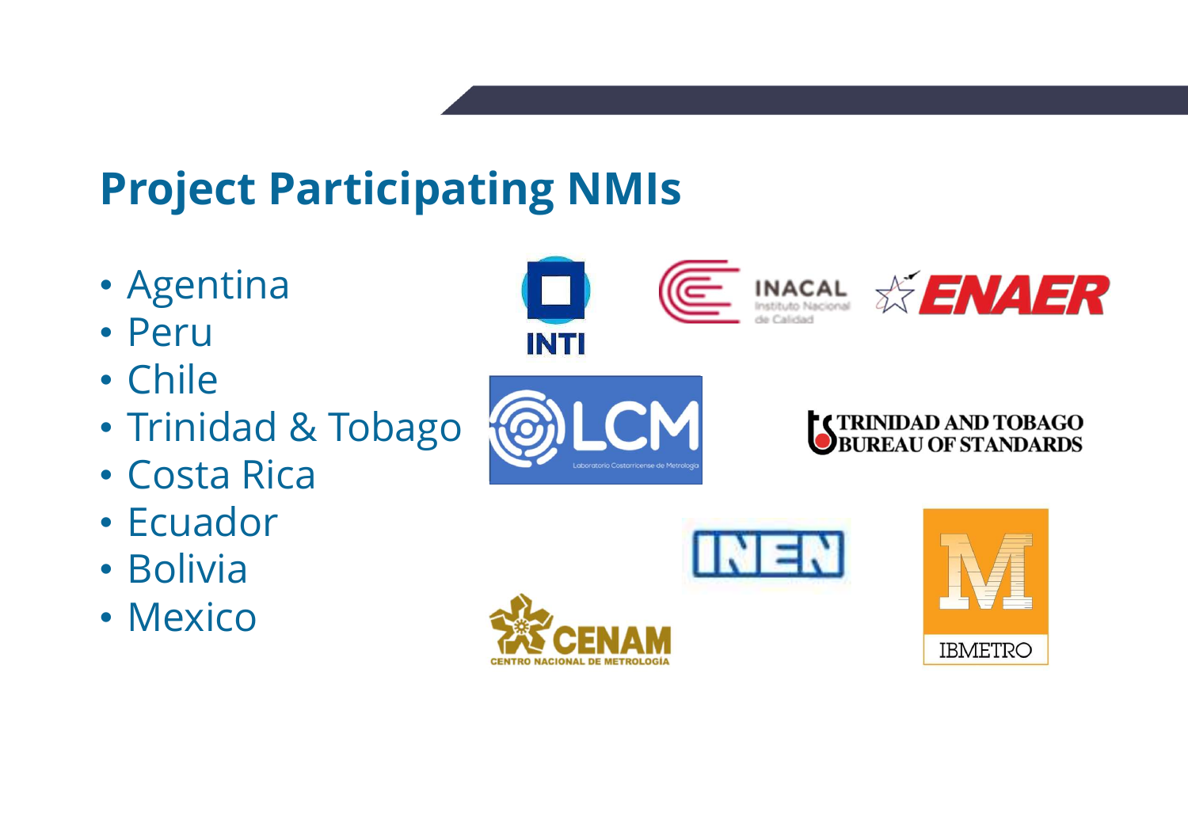## Project Participating NMIs

- Agentina
- Peru
- Chile
- Trinidad & Tobago
- Costa Rica
- Ecuador
- Bolivia
- Mexico